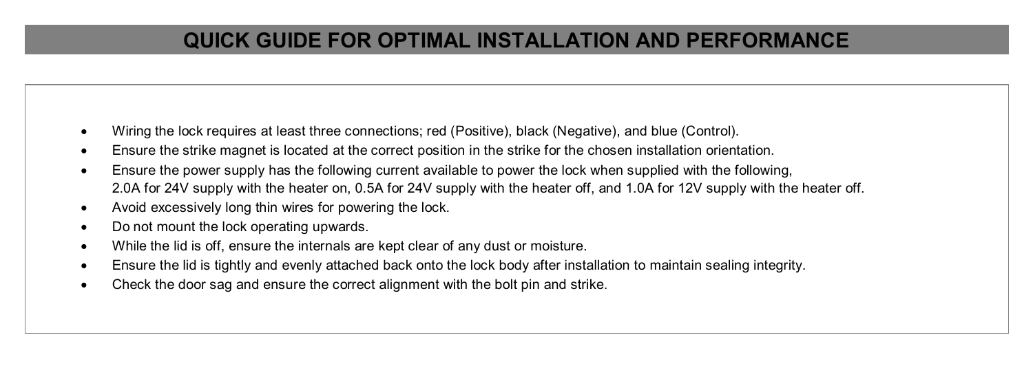# QUICK GUIDE FOR OPTIMAL INSTALLATION AND PERFORMANCE

- Wiring the lock requires at least three connections; red (Positive), black (Negative), and blue (Control).
- Ensure the strike magnet is located at the correct position in the strike for the chosen installation orientation.
- Ensure the power supply has the following current available to power the lock when supplied with the following, 2.0A for 24V supply with the heater on, 0.5A for 24V supply with the heater off, and 1.0A for 12V supply with the heater off.
- Avoid excessively long thin wires for powering the lock.
- Do not mount the lock operating upwards.
- While the lid is off, ensure the internals are kept clear of any dust or moisture.
- Ensure the lid is tightly and evenly attached back onto the lock body after installation to maintain sealing integrity.
- Check the door sag and ensure the correct alignment with the bolt pin and strike.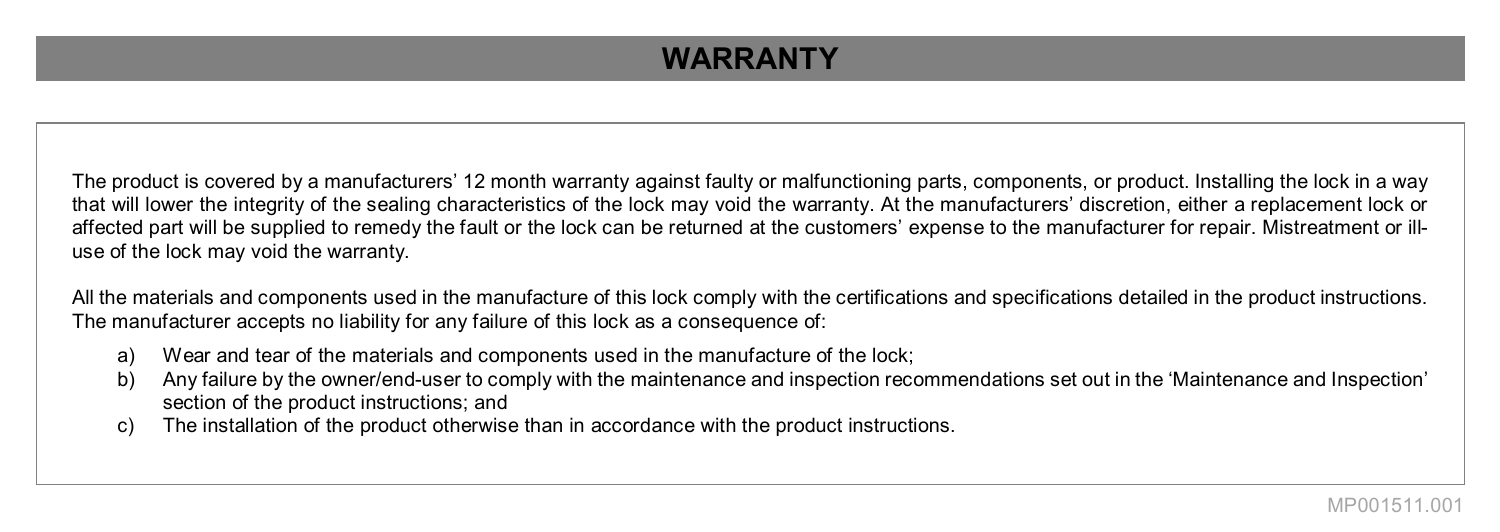# WARRANTY

The product is covered by a manufacturers' 12 month warranty against faulty or malfunctioning parts, components, or product. Installing the lock in a way that will lower the integrity of the sealing characteristics of the lock may void the warranty. At the manufacturers' discretion, either a replacement lock or affected part will be supplied to remedy the fault or the lock can be returned at the customers' expense to the manufacturer for repair. Mistreatment or ill-use of the lock may void the warranty.

All the materials and components used in the manufacture of this lock comply with the certifications and specifications detailed in the product instructions. The manufacturer accepts no liability for any failure of this lock as a consequence of:

a) Wear and tear of the materials and components used in the manufacture of the lock;
b) Any failure by the owner/end-user to comply with the maintenance and inspection recommendations set out in the 'Maintenance and Inspection' section of the product instructions; and
c) The installation of the product otherwise than in accordance with the product instructions.

MP001511.001